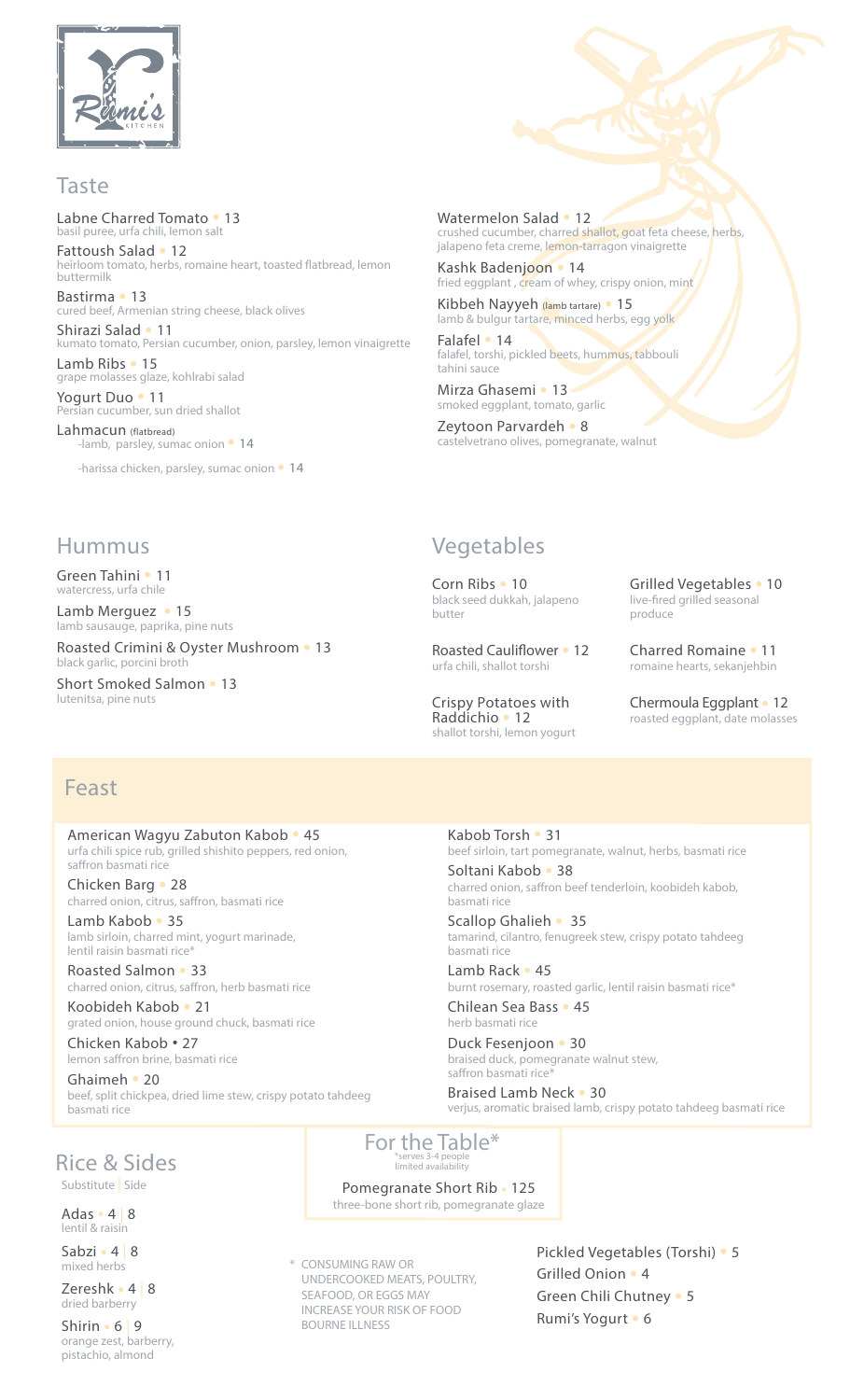Rumi's KITCHEN

## Taste

Labne Charred Tomato • 13
basil puree, urfa chili, lemon salt

Fattoush Salad • 12
heirloom tomato, herbs, romaine heart, toasted flatbread, lemon buttermilk

Bastirma • 13
cured beef, Armenian string cheese, black olives

Shirazi Salad • 11
kumato tomato, Persian cucumber, onion, parsley, lemon vinaigrette

Lamb Ribs • 15
grape molasses glaze, kohlrabi salad

Yogurt Duo • 11
Persian cucumber, sun dried shallot

Lahmacun (flatbread)
-lamb, parsley, sumac onion • 14
-harissa chicken, parsley, sumac onion • 14

Watermelon Salad • 12
crushed cucumber, charred shallot, goat feta cheese, herbs, jalapeno feta creme, lemon-tarragon vinaigrette

Kashk Badenjoon • 14
fried eggplant , cream of whey, crispy onion, mint

Kibbeh Nayyeh (lamb tartare) • 15
lamb & bulgur tartare, minced herbs, egg yolk

Falafel • 14
falafel, torshi, pickled beets, hummus, tabbouli tahini sauce

Mirza Ghasemi • 13
smoked eggplant, tomato, garlic

Zeytoon Parvardeh • 8
castelvetrano olives, pomegranate, walnut

## Hummus

Green Tahini • 11
watercress, urfa chile

Lamb Merguez • 15
lamb sausauge, paprika, pine nuts

Roasted Crimini & Oyster Mushroom • 13
black garlic, porcini broth

Short Smoked Salmon • 13
lutenitsa, pine nuts

## Vegetables

Corn Ribs • 10
black seed dukkah, jalapeno butter

Roasted Cauliflower • 12
urfa chili, shallot torshi

Crispy Potatoes with Raddichio • 12
shallot torshi, lemon yogurt

Grilled Vegetables • 10
live-fired grilled seasonal produce

Charred Romaine • 11
romaine hearts, sekanjehbin

Chermoula Eggplant • 12
roasted eggplant, date molasses

## Feast

American Wagyu Zabuton Kabob • 45
urfa chili spice rub, grilled shishito peppers, red onion, saffron basmati rice

Chicken Barg • 28
charred onion, citrus, saffron, basmati rice

Lamb Kabob • 35
lamb sirloin, charred mint, yogurt marinade, lentil raisin basmati rice*

Roasted Salmon • 33
charred onion, citrus, saffron, herb basmati rice

Koobideh Kabob • 21
grated onion, house ground chuck, basmati rice

Chicken Kabob • 27
lemon saffron brine, basmati rice

Ghaimeh • 20
beef, split chickpea, dried lime stew, crispy potato tahdeeg basmati rice

Kabob Torsh • 31
beef sirloin, tart pomegranate, walnut, herbs, basmati rice

Soltani Kabob • 38
charred onion, saffron beef tenderloin, koobideh kabob, basmati rice

Scallop Ghalieh • 35
tamarind, cilantro, fenugreek stew, crispy potato tahdeeg basmati rice

Lamb Rack • 45
burnt rosemary, roasted garlic, lentil raisin basmati rice*

Chilean Sea Bass • 45
herb basmati rice

Duck Fesenjoon • 30
braised duck, pomegranate walnut stew, saffron basmati rice*

Braised Lamb Neck • 30
verjus, aromatic braised lamb, crispy potato tahdeeg basmati rice

## Rice & Sides

Substitute | Side

Adas • 4 | 8
lentil & raisin

Sabzi • 4 | 8
mixed herbs

Zereshk • 4 | 8
dried barberry

Shirin • 6 | 9
orange zest, barberry, pistachio, almond

## For the Table*

*serves 3-4 people
limited availability

Pomegranate Short Rib • 125
three-bone short rib, pomegranate glaze

\* CONSUMING RAW OR UNDERCOOKED MEATS, POULTRY, SEAFOOD, OR EGGS MAY INCREASE YOUR RISK OF FOOD BOURNE ILLNESS

Pickled Vegetables (Torshi) • 5
Grilled Onion • 4
Green Chili Chutney • 5
Rumi's Yogurt • 6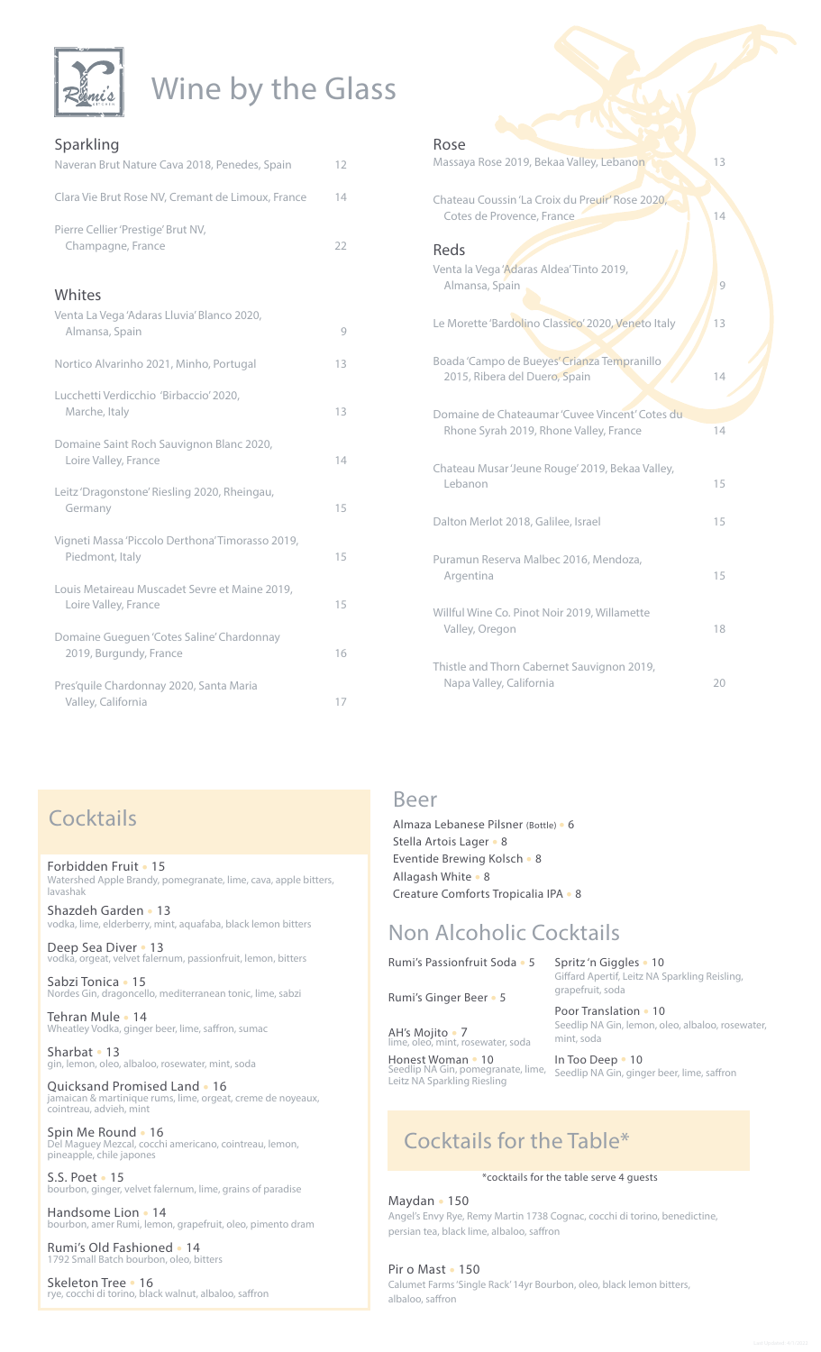# Wine by the Glass

## Sparkling

Naveran Brut Nature Cava 2018, Penedes, Spain 12

Clara Vie Brut Rose NV, Cremant de Limoux, France 14

Pierre Cellier 'Prestige' Brut NV, Champagne, France 22

## Whites

Venta La Vega 'Adaras Lluvia' Blanco 2020, Almansa, Spain 9

Nortico Alvarinho 2021, Minho, Portugal 13

Lucchetti Verdicchio 'Birbaccio' 2020, Marche, Italy 13

Domaine Saint Roch Sauvignon Blanc 2020, Loire Valley, France 14

Leitz 'Dragonstone' Riesling 2020, Rheingau, Germany 15

Vigneti Massa 'Piccolo Derthona' Timorasso 2019, Piedmont, Italy 15

Louis Metaireau Muscadet Sevre et Maine 2019, Loire Valley, France 15

Domaine Gueguen 'Cotes Saline' Chardonnay 2019, Burgundy, France 16

Pres'quile Chardonnay 2020, Santa Maria Valley, California 17

## Rose

Massaya Rose 2019, Bekaa Valley, Lebanon 13

Chateau Coussin 'La Croix du Preuir' Rose 2020, Cotes de Provence, France 14

## Reds

Venta la Vega 'Adaras Aldea' Tinto 2019, Almansa, Spain 9

Le Morette 'Bardolino Classico' 2020, Veneto Italy 13

Boada 'Campo de Bueyes' Crianza Tempranillo 2015, Ribera del Duero, Spain 14

Domaine de Chateaumar 'Cuvee Vincent' Cotes du Rhone Syrah 2019, Rhone Valley, France 14

Chateau Musar 'Jeune Rouge' 2019, Bekaa Valley, Lebanon 15

Dalton Merlot 2018, Galilee, Israel 15

Puramun Reserva Malbec 2016, Mendoza, Argentina 15

Willful Wine Co. Pinot Noir 2019, Willamette Valley, Oregon 18

Thistle and Thorn Cabernet Sauvignon 2019, Napa Valley, California 20

## Cocktails

**Forbidden Fruit** • 15
Watershed Apple Brandy, pomegranate, lime, cava, apple bitters, lavashak

**Shazdeh Garden** • 13
vodka, lime, elderberry, mint, aquafaba, black lemon bitters

**Deep Sea Diver** • 13
vodka, orgeat, velvet falernum, passionfruit, lemon, bitters

**Sabzi Tonica** • 15
Nordes Gin, dragoncello, mediterranean tonic, lime, sabzi

**Tehran Mule** • 14
Wheatley Vodka, ginger beer, lime, saffron, sumac

**Sharbat** • 13
gin, lemon, oleo, albaloo, rosewater, mint, soda

**Quicksand Promised Land** • 16
jamaican & martinique rums, lime, orgeat, creme de noyeaux, cointreau, advieh, mint

**Spin Me Round** • 16
Del Maguey Mezcal, cocchi americano, cointreau, lemon, pineapple, chile japones

**S.S. Poet** • 15
bourbon, ginger, velvet falernum, lime, grains of paradise

**Handsome Lion** • 14
bourbon, amer Rumi, lemon, grapefruit, oleo, pimento dram

**Rumi's Old Fashioned** • 14
1792 Small Batch bourbon, oleo, bitters

**Skeleton Tree** • 16
rye, cocchi di torino, black walnut, albaloo, saffron

## Beer

Almaza Lebanese Pilsner (Bottle) • 6
Stella Artois Lager • 8
Eventide Brewing Kolsch • 8
Allagash White • 8
Creature Comforts Tropicalia IPA • 8

## Non Alcoholic Cocktails

**Rumi's Passionfruit Soda** • 5

**Rumi's Ginger Beer** • 5

**AH's Mojito** • 7
lime, oleo, mint, rosewater, soda

**Honest Woman** • 10
Seedlip NA Gin, pomegranate, lime, Leitz NA Sparkling Riesling

**Spritz 'n Giggles** • 10
Giffard Apertif, Leitz NA Sparkling Reisling, grapefruit, soda

**Poor Translation** • 10
Seedlip NA Gin, lemon, oleo, albaloo, rosewater, mint, soda

**In Too Deep** • 10
Seedlip NA Gin, ginger beer, lime, saffron

## Cocktails for the Table*

*cocktails for the table serve 4 guests

**Maydan** • 150
Angel's Envy Rye, Remy Martin 1738 Cognac, cocchi di torino, benedictine, persian tea, black lime, albaloo, saffron

**Pir o Mast** • 150
Calumet Farms 'Single Rack' 14yr Bourbon, oleo, black lemon bitters, albaloo, saffron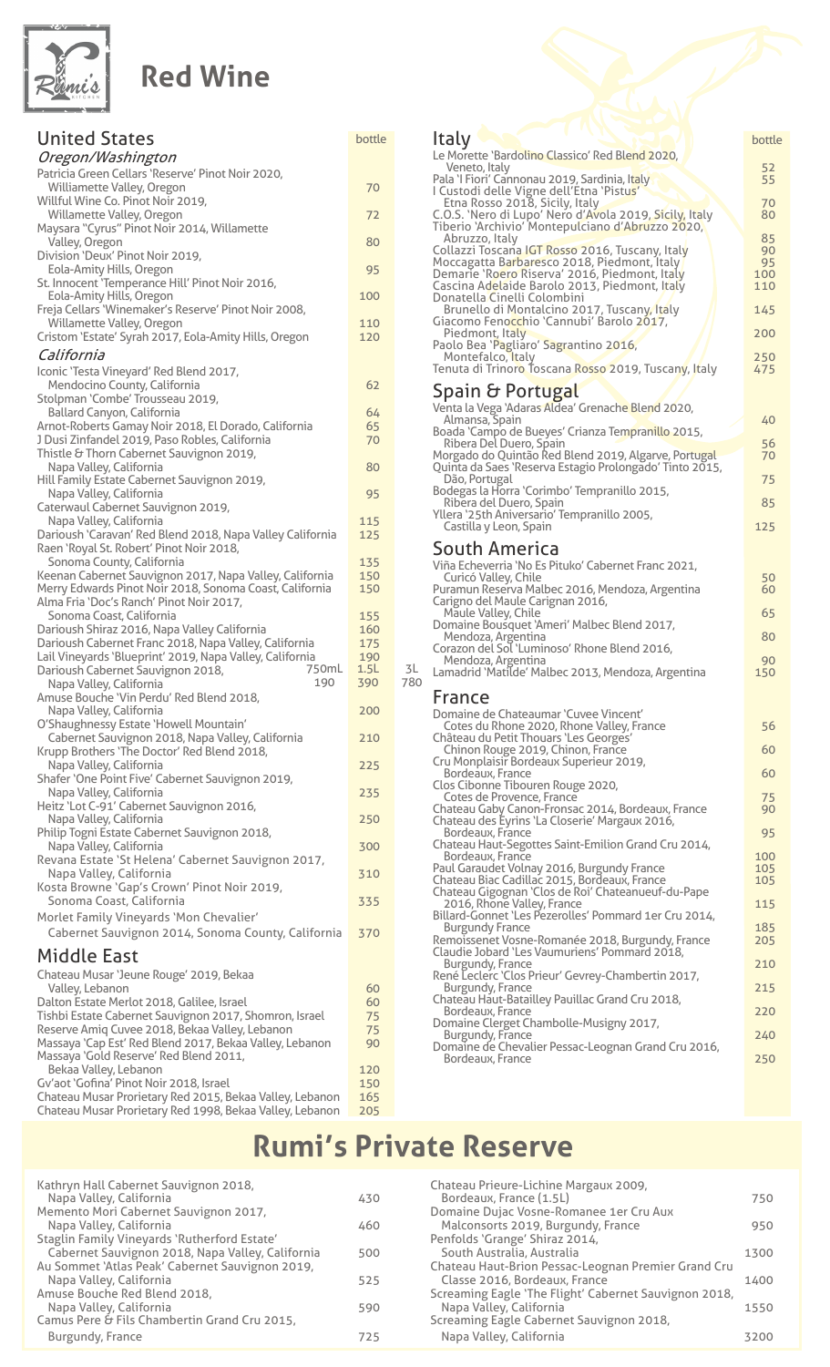# Red Wine

## United States

| | bottle |
|---|---|
| ***Oregon/Washington*** | |
| Patricia Green Cellars 'Reserve' Pinot Noir 2020, Williamette Valley, Oregon | 70 |
| Willful Wine Co. Pinot Noir 2019, Willamette Valley, Oregon | 72 |
| Maysara "Cyrus" Pinot Noir 2014, Willamette Valley, Oregon | 80 |
| Division 'Deux' Pinot Noir 2019, Eola-Amity Hills, Oregon | 95 |
| St. Innocent 'Temperance Hill' Pinot Noir 2016, Eola-Amity Hills, Oregon | 100 |
| Freja Cellars 'Winemaker's Reserve' Pinot Noir 2008, Willamette Valley, Oregon | 110 |
| Cristom 'Estate' Syrah 2017, Eola-Amity Hills, Oregon | 120 |
| ***California*** | |
| Iconic 'Testa Vineyard' Red Blend 2017, Mendocino County, California | 62 |
| Stolpman 'Combe' Trousseau 2019, Ballard Canyon, California | 64 |
| Arnot-Roberts Gamay Noir 2018, El Dorado, California | 65 |
| J Dusi Zinfandel 2019, Paso Robles, California | 70 |
| Thistle & Thorn Cabernet Sauvignon 2019, Napa Valley, California | 80 |
| Hill Family Estate Cabernet Sauvignon 2019, Napa Valley, California | 95 |
| Caterwaul Cabernet Sauvignon 2019, Napa Valley, California | 115 |
| Darioush 'Caravan' Red Blend 2018, Napa Valley California | 125 |
| Raen 'Royal St. Robert' Pinot Noir 2018, Sonoma County, California | 135 |
| Keenan Cabernet Sauvignon 2017, Napa Valley, California | 150 |
| Merry Edwards Pinot Noir 2018, Sonoma Coast, California | 150 |
| Alma Fria 'Doc's Ranch' Pinot Noir 2017, Sonoma Coast, California | 155 |
| Darioush Shiraz 2016, Napa Valley California | 160 |
| Darioush Cabernet Franc 2018, Napa Valley, California | 175 |
| Lail Vineyards 'Blueprint' 2019, Napa Valley, California | 190 |
| Darioush Cabernet Sauvignon 2018, Napa Valley, California — 750mL 190 / 1.5L 390 / 3L 780 | |
| Amuse Bouche 'Vin Perdu' Red Blend 2018, Napa Valley, California | 200 |
| O'Shaughnessy Estate 'Howell Mountain' Cabernet Sauvignon 2018, Napa Valley, California | 210 |
| Krupp Brothers 'The Doctor' Red Blend 2018, Napa Valley, California | 225 |
| Shafer 'One Point Five' Cabernet Sauvignon 2019, Napa Valley, California | 235 |
| Heitz 'Lot C-91' Cabernet Sauvignon 2016, Napa Valley, California | 250 |
| Philip Togni Estate Cabernet Sauvignon 2018, Napa Valley, California | 300 |
| Revana Estate 'St Helena' Cabernet Sauvignon 2017, Napa Valley, California | 310 |
| Kosta Browne 'Gap's Crown' Pinot Noir 2019, Sonoma Coast, California | 335 |
| Morlet Family Vineyards 'Mon Chevalier' Cabernet Sauvignon 2014, Sonoma County, California | 370 |

## Middle East

| | bottle |
|---|---|
| Chateau Musar 'Jeune Rouge' 2019, Bekaa Valley, Lebanon | 60 |
| Dalton Estate Merlot 2018, Galilee, Israel | 60 |
| Tishbi Estate Cabernet Sauvignon 2017, Shomron, Israel | 75 |
| Reserve Amiq Cuvee 2018, Bekaa Valley, Lebanon | 75 |
| Massaya 'Cap Est' Red Blend 2017, Bekaa Valley, Lebanon | 90 |
| Massaya 'Gold Reserve' Red Blend 2011, Bekaa Valley, Lebanon | 120 |
| Gv'aot 'Gofina' Pinot Noir 2018, Israel | 150 |
| Chateau Musar Prorietary Red 2015, Bekaa Valley, Lebanon | 165 |
| Chateau Musar Prorietary Red 1998, Bekaa Valley, Lebanon | 205 |

## Italy

| | bottle |
|---|---|
| Le Morette 'Bardolino Classico' Red Blend 2020, Veneto, Italy | 52 |
| Pala 'I Fiori' Cannonau 2019, Sardinia, Italy | 55 |
| I Custodi delle Vigne dell'Etna 'Pistus' Etna Rosso 2018, Sicily, Italy | 70 |
| C.O.S. 'Nero di Lupo' Nero d'Avola 2019, Sicily, Italy | 80 |
| Tiberio 'Archivio' Montepulciano d'Abruzzo 2020, Abruzzo, Italy | 85 |
| Collazzi Toscana IGT Rosso 2016, Tuscany, Italy | 90 |
| Moccagatta Barbaresco 2018, Piedmont, Italy | 95 |
| Demarie 'Roero Riserva' 2016, Piedmont, Italy | 100 |
| Cascina Adelaide Barolo 2013, Piedmont, Italy | 110 |
| Donatella Cinelli Colombini Brunello di Montalcino 2017, Tuscany, Italy | 145 |
| Giacomo Fenocchio 'Cannubi' Barolo 2017, Piedmont, Italy | 200 |
| Paolo Bea 'Pagliaro' Sagrantino 2016, Montefalco, Italy | 250 |
| Tenuta di Trinoro Toscana Rosso 2019, Tuscany, Italy | 475 |

## Spain & Portugal

| | bottle |
|---|---|
| Venta la Vega 'Adaras Aldea' Grenache Blend 2020, Almansa, Spain | 40 |
| Boada 'Campo de Bueyes' Crianza Tempranillo 2015, Ribera Del Duero, Spain | 56 |
| Morgado do Quintão Red Blend 2019, Algarve, Portugal | 70 |
| Quinta da Saes 'Reserva Estagio Prolongado' Tinto 2015, Dão, Portugal | 75 |
| Bodegas la Horra 'Corimbo' Tempranillo 2015, Ribera del Duero, Spain | 85 |
| Yllera '25th Aniversario' Tempranillo 2005, Castilla y Leon, Spain | 125 |

## South America

| | bottle |
|---|---|
| Viña Echeverria 'No Es Pituko' Cabernet Franc 2021, Curicó Valley, Chile | 50 |
| Puramun Reserva Malbec 2016, Mendoza, Argentina | 60 |
| Carigno del Maule Carignan 2016, Maule Valley, Chile | 65 |
| Domaine Bousquet 'Ameri' Malbec Blend 2017, Mendoza, Argentina | 80 |
| Corazon del Sol 'Luminoso' Rhone Blend 2016, Mendoza, Argentina | 90 |
| Lamadrid 'Matilde' Malbec 2013, Mendoza, Argentina | 150 |

## France

| | bottle |
|---|---|
| Domaine de Chateaumar 'Cuvee Vincent' Cotes du Rhone 2020, Rhone Valley, France | 56 |
| Château du Petit Thouars 'Les Georges' Chinon Rouge 2019, Chinon, France | 60 |
| Cru Monplaisir Bordeaux Superieur 2019, Bordeaux, France | 60 |
| Clos Cibonne Tibouren Rouge 2020, Cotes de Provence, France | 75 |
| Chateau Gaby Canon-Fronsac 2014, Bordeaux, France | 90 |
| Chateau des Eyrins 'La Closerie' Margaux 2016, Bordeaux, France | 95 |
| Chateau Haut-Segottes Saint-Emilion Grand Cru 2014, Bordeaux, France | 100 |
| Paul Garaudet Volnay 2016, Burgundy France | 105 |
| Chateau Biac Cadillac 2015, Bordeaux, France | 105 |
| Chateau Gigognan 'Clos de Roi' Chateauneuf-du-Pape 2016, Rhone Valley, France | 115 |
| Billard-Gonnet 'Les Pezerolles' Pommard 1er Cru 2014, Burgundy France | 185 |
| Remoissenet Vosne-Romanée 2018, Burgundy, France | 205 |
| Claudie Jobard 'Les Vaumuriens' Pommard 2018, Burgundy, France | 210 |
| René Leclerc 'Clos Prieur' Gevrey-Chambertin 2017, Burgundy, France | 215 |
| Chateau Haut-Batailley Pauillac Grand Cru 2018, Bordeaux, France | 220 |
| Domaine Clerget Chambolle-Musigny 2017, Burgundy, France | 240 |
| Domaine de Chevalier Pessac-Leognan Grand Cru 2016, Bordeaux, France | 250 |

# Rumi's Private Reserve

| | |
|---|---|
| Kathryn Hall Cabernet Sauvignon 2018, Napa Valley, California | 430 |
| Memento Mori Cabernet Sauvignon 2017, Napa Valley, California | 460 |
| Staglin Family Vineyards 'Rutherford Estate' Cabernet Sauvignon 2018, Napa Valley, California | 500 |
| Au Sommet 'Atlas Peak' Cabernet Sauvignon 2019, Napa Valley, California | 525 |
| Amuse Bouche Red Blend 2018, Napa Valley, California | 590 |
| Camus Pere & Fils Chambertin Grand Cru 2015, Burgundy, France | 725 |
| Chateau Prieure-Lichine Margaux 2009, Bordeaux, France (1.5L) | 750 |
| Domaine Dujac Vosne-Romanee 1er Cru Aux Malconsorts 2019, Burgundy, France | 950 |
| Penfolds 'Grange' Shiraz 2014, South Australia, Australia | 1300 |
| Chateau Haut-Brion Pessac-Leognan Premier Grand Cru Classe 2016, Bordeaux, France | 1400 |
| Screaming Eagle 'The Flight' Cabernet Sauvignon 2018, Napa Valley, California | 1550 |
| Screaming Eagle Cabernet Sauvignon 2018, Napa Valley, California | 3200 |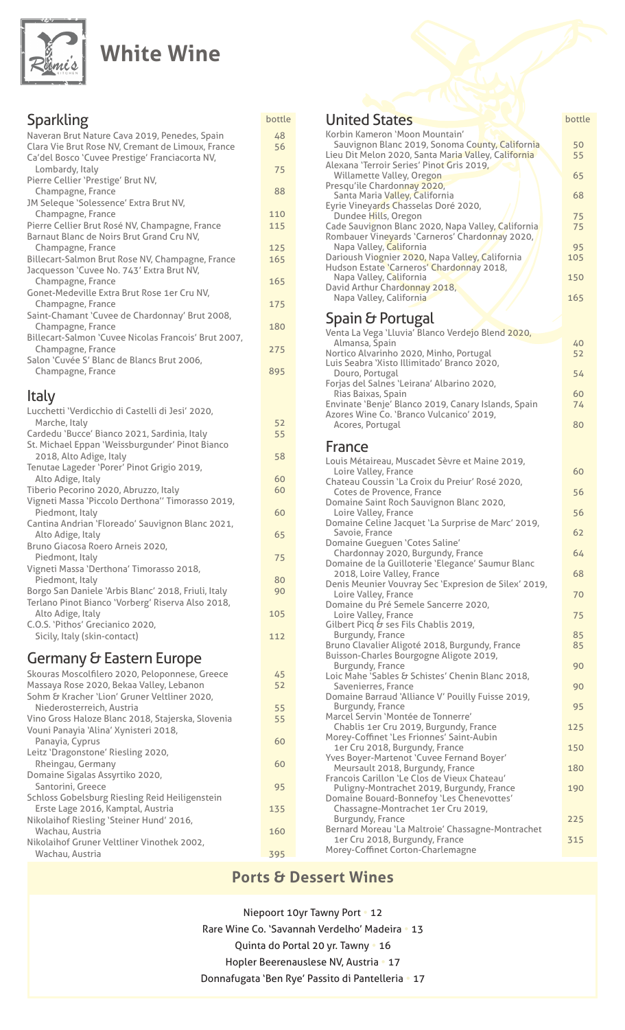# White Wine

## Sparkling

| Wine | bottle |
|---|---|
| Naveran Brut Nature Cava 2019, Penedes, Spain | 48 |
| Clara Vie Brut Rose NV, Cremant de Limoux, France | 56 |
| Ca'del Bosco 'Cuvee Prestige' Franciacorta NV, Lombardy, Italy | 75 |
| Pierre Cellier 'Prestige' Brut NV, Champagne, France | 88 |
| JM Seleque 'Solessence' Extra Brut NV, Champagne, France | 110 |
| Pierre Cellier Brut Rosé NV, Champagne, France | 115 |
| Barnaut Blanc de Noirs Brut Grand Cru NV, Champagne, France | 125 |
| Billecart-Salmon Brut Rose NV, Champagne, France | 165 |
| Jacquesson 'Cuvee No. 743' Extra Brut NV, Champagne, France | 165 |
| Gonet-Medeville Extra Brut Rose 1er Cru NV, Champagne, France | 175 |
| Saint-Chamant 'Cuvee de Chardonnay' Brut 2008, Champagne, France | 180 |
| Billecart-Salmon 'Cuvee Nicolas Francois' Brut 2007, Champagne, France | 275 |
| Salon 'Cuvée S' Blanc de Blancs Brut 2006, Champagne, France | 895 |

## Italy

| Wine | bottle |
|---|---|
| Lucchetti 'Verdicchio di Castelli di Jesi' 2020, Marche, Italy | 52 |
| Cardedu 'Bucce' Bianco 2021, Sardinia, Italy | 55 |
| St. Michael Eppan 'Weissburgunder' Pinot Bianco 2018, Alto Adige, Italy | 58 |
| Tenutae Lageder 'Porer' Pinot Grigio 2019, Alto Adige, Italy | 60 |
| Tiberio Pecorino 2020, Abruzzo, Italy | 60 |
| Vigneti Massa 'Piccolo Derthona'' Timorasso 2019, Piedmont, Italy | 60 |
| Cantina Andrian 'Floreado' Sauvignon Blanc 2021, Alto Adige, Italy | 65 |
| Bruno Giacosa Roero Arneis 2020, Piedmont, Italy | 75 |
| Vigneti Massa 'Derthona' Timorasso 2018, Piedmont, Italy | 80 |
| Borgo San Daniele 'Arbis Blanc' 2018, Friuli, Italy | 90 |
| Terlano Pinot Bianco 'Vorberg' Riserva Also 2018, Alto Adige, Italy | 105 |
| C.O.S. 'Pithos' Grecianico 2020, Sicily, Italy (skin-contact) | 112 |

## Germany & Eastern Europe

| Wine | bottle |
|---|---|
| Skouras Moscofilero 2020, Peloponnese, Greece | 45 |
| Massaya Rose 2020, Bekaa Valley, Lebanon | 52 |
| Sohm & Kracher 'Lion' Gruner Veltliner 2020, Niederosterreich, Austria | 55 |
| Vino Gross Haloze Blanc 2018, Stajerska, Slovenia | 55 |
| Vouni Panayia 'Alina' Xynisteri 2018, Panayia, Cyprus | 60 |
| Leitz 'Dragonstone' Riesling 2020, Rheingau, Germany | 60 |
| Domaine Sigalas Assyrtiko 2020, Santorini, Greece | 95 |
| Schloss Gobelsburg Riesling Reid Heiligenstein Erste Lage 2016, Kamptal, Austria | 135 |
| Nikolaihof Riesling 'Steiner Hund' 2016, Wachau, Austria | 160 |
| Nikolaihof Gruner Veltliner Vinothek 2002, Wachau, Austria | 395 |

## United States

| Wine | bottle |
|---|---|
| Korbin Kameron 'Moon Mountain' Sauvignon Blanc 2019, Sonoma County, California | 50 |
| Lieu Dit Melon 2020, Santa Maria Valley, California | 55 |
| Alexana 'Terroir Series' Pinot Gris 2019, Willamette Valley, Oregon | 65 |
| Presqu'ile Chardonnay 2020, Santa Maria Valley, California | 68 |
| Eyrie Vineyards Chasselas Doré 2020, Dundee Hills, Oregon | 75 |
| Cade Sauvignon Blanc 2020, Napa Valley, California | 75 |
| Rombauer Vineyards 'Carneros' Chardonnay 2020, Napa Valley, California | 95 |
| Darioush Viognier 2020, Napa Valley, California | 105 |
| Hudson Estate 'Carneros' Chardonnay 2018, Napa Valley, California | 150 |
| David Arthur Chardonnay 2018, Napa Valley, California | 165 |

## Spain & Portugal

| Wine | bottle |
|---|---|
| Venta La Vega 'Lluvia' Blanco Verdejo Blend 2020, Almansa, Spain | 40 |
| Nortico Alvarinho 2020, Minho, Portugal | 52 |
| Luis Seabra 'Xisto Illimitado' Branco 2020, Douro, Portugal | 54 |
| Forjas del Salnes 'Leirana' Albarino 2020, Rias Baixas, Spain | 60 |
| Envinate 'Benje' Blanco 2019, Canary Islands, Spain | 74 |
| Azores Wine Co. 'Branco Vulcanico' 2019, Acores, Portugal | 80 |

## France

| Wine | bottle |
|---|---|
| Louis Métaireau, Muscadet Sèvre et Maine 2019, Loire Valley, France | 60 |
| Chateau Coussin 'La Croix du Preiur' Rosé 2020, Cotes de Provence, France | 56 |
| Domaine Saint Roch Sauvignon Blanc 2020, Loire Valley, France | 56 |
| Domaine Celine Jacquet 'La Surprise de Marc' 2019, Savoie, France | 62 |
| Domaine Gueguen 'Cotes Saline' Chardonnay 2020, Burgundy, France | 64 |
| Domaine de la Guilloterie 'Elegance' Saumur Blanc 2018, Loire Valley, France | 68 |
| Denis Meunier Vouvray Sec 'Expresion de Silex' 2019, Loire Valley, France | 70 |
| Domaine du Pré Semele Sancerre 2020, Loire Valley, France | 75 |
| Gilbert Picq & ses Fils Chablis 2019, Burgundy, France | 85 |
| Bruno Clavalier Aligoté 2018, Burgundy, France | 85 |
| Buisson-Charles Bourgogne Aligote 2019, Burgundy, France | 90 |
| Loic Mahe 'Sables & Schistes' Chenin Blanc 2018, Savenierres, France | 90 |
| Domaine Barraud 'Alliance V' Pouilly Fuisse 2019, Burgundy, France | 95 |
| Marcel Servin 'Montée de Tonnerre' Chablis 1er Cru 2019, Burgundy, France | 125 |
| Morey-Coffinet 'Les Frionnes' Saint-Aubin 1er Cru 2018, Burgundy, France | 150 |
| Yves Boyer-Martenot 'Cuvee Fernand Boyer' Meursault 2018, Burgundy, France | 180 |
| Francois Carillon 'Le Clos de Vieux Chateau' Puligny-Montrachet 2019, Burgundy, France | 190 |
| Domaine Bouard-Bonnefoy 'Les Chenevottes' Chassagne-Montrachet 1er Cru 2019, Burgundy, France | 225 |
| Bernard Moreau 'La Maltroie' Chassagne-Montrachet 1er Cru 2018, Burgundy, France | 315 |
| Morey-Coffinet Corton-Charlemagne | |

## Ports & Dessert Wines

Niepoort 10yr Tawny Port • 12

Rare Wine Co. 'Savannah Verdelho' Madeira • 13

Quinta do Portal 20 yr. Tawny • 16

Hopler Beerenauslese NV, Austria • 17

Donnafugata 'Ben Rye' Passito di Pantelleria • 17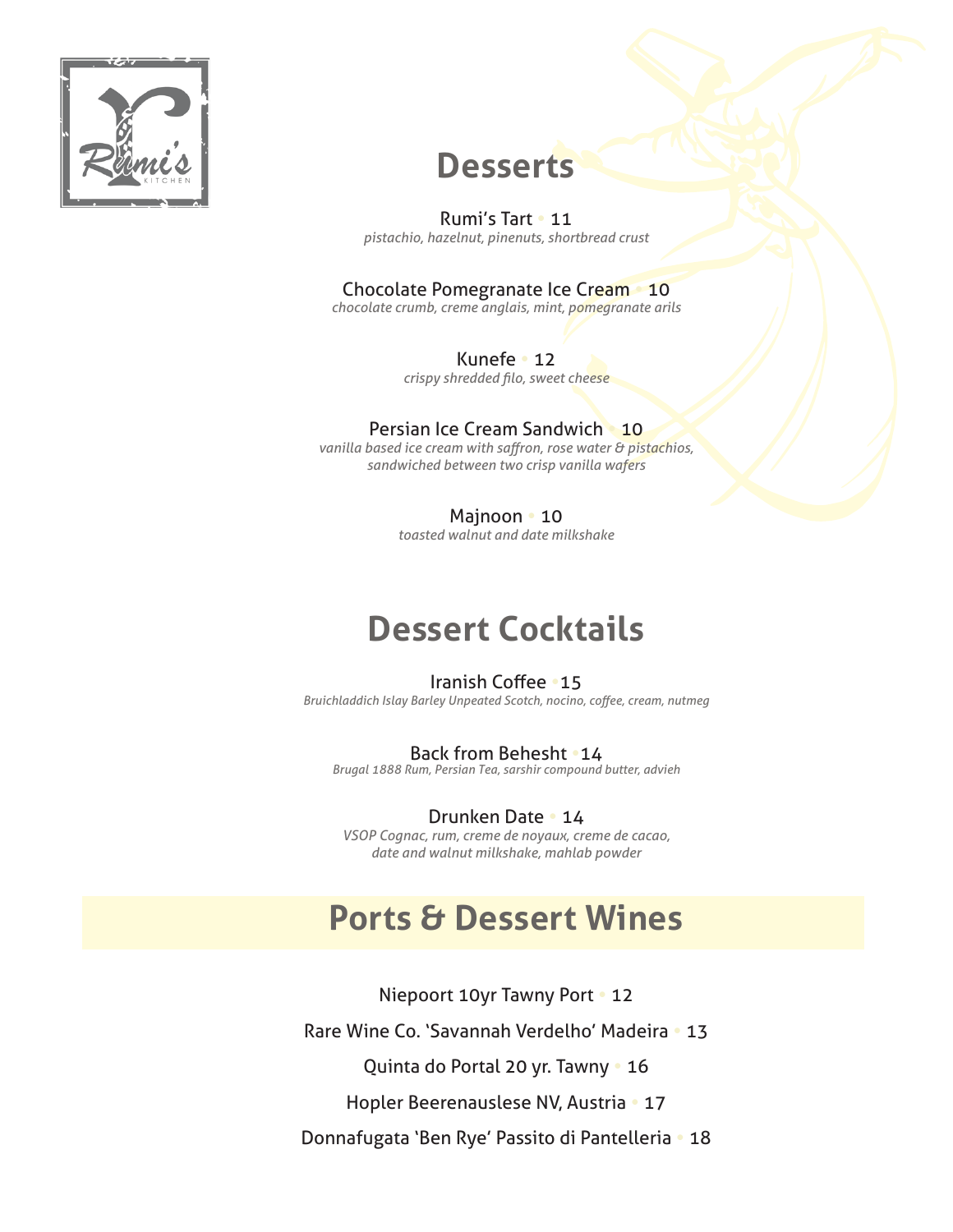Rumi's KITCHEN

## Desserts

Rumi's Tart • 11
*pistachio, hazelnut, pinenuts, shortbread crust*

Chocolate Pomegranate Ice Cream • 10
*chocolate crumb, creme anglais, mint, pomegranate arils*

Kunefe • 12
*crispy shredded filo, sweet cheese*

Persian Ice Cream Sandwich • 10
*vanilla based ice cream with saffron, rose water & pistachios, sandwiched between two crisp vanilla wafers*

Majnoon • 10
*toasted walnut and date milkshake*

## Dessert Cocktails

Iranish Coffee • 15
*Bruichladdich Islay Barley Unpeated Scotch, nocino, coffee, cream, nutmeg*

Back from Behesht • 14
*Brugal 1888 Rum, Persian Tea, sarshir compound butter, advieh*

Drunken Date • 14
*VSOP Cognac, rum, creme de noyaux, creme de cacao, date and walnut milkshake, mahlab powder*

## Ports & Dessert Wines

Niepoort 10yr Tawny Port • 12

Rare Wine Co. 'Savannah Verdelho' Madeira • 13

Quinta do Portal 20 yr. Tawny • 16

Hopler Beerenauslese NV, Austria • 17

Donnafugata 'Ben Rye' Passito di Pantelleria • 18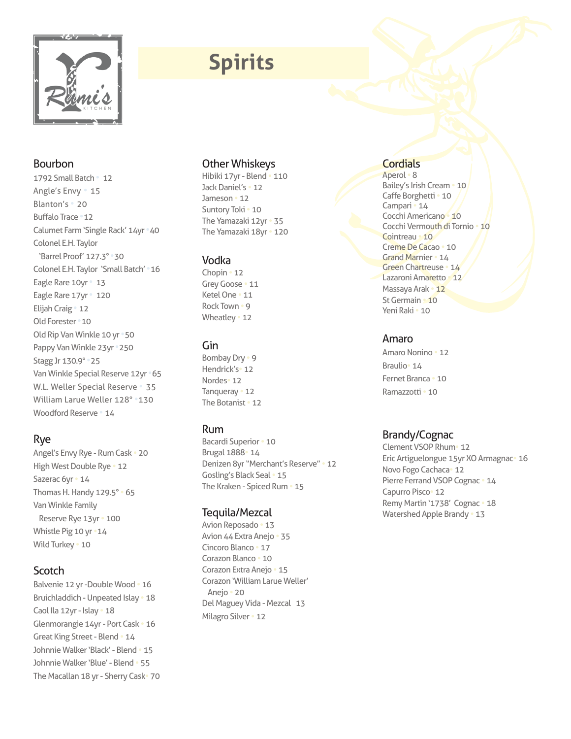Rumi's KITCHEN

# Spirits

## Bourbon

1792 Small Batch • 12
Angle's Envy • 15
Blanton's • 20
Buffalo Trace • 12
Calumet Farm 'Single Rack' 14yr • 40
Colonel E.H. Taylor
'Barrel Proof' 127.3° • 30
Colonel E.H. Taylor 'Small Batch' • 16
Eagle Rare 10yr • 13
Eagle Rare 17yr • 120
Elijah Craig • 12
Old Forester • 10
Old Rip Van Winkle 10 yr • 50
Pappy Van Winkle 23yr • 250
Stagg Jr 130.9° • 25
Van Winkle Special Reserve 12yr • 65
W.L. Weller Special Reserve • 35
William Larue Weller 128° • 130
Woodford Reserve • 14

## Rye

Angel's Envy Rye - Rum Cask • 20
High West Double Rye • 12
Sazerac 6yr • 14
Thomas H. Handy 129.5° • 65
Van Winkle Family
Reserve Rye 13yr • 100
Whistle Pig 10 yr • 14
Wild Turkey • 10

## Scotch

Balvenie 12 yr -Double Wood • 16
Bruichladdich - Unpeated Islay • 18
Caol Ila 12yr - Islay • 18
Glenmorangie 14yr - Port Cask • 16
Great King Street - Blend • 14
Johnnie Walker 'Black' - Blend • 15
Johnnie Walker 'Blue' - Blend • 55
The Macallan 18 yr - Sherry Cask • 70

## Other Whiskeys

Hibiki 17yr - Blend • 110
Jack Daniel's • 12
Jameson • 12
Suntory Toki • 10
The Yamazaki 12yr • 35
The Yamazaki 18yr • 120

## Vodka

Chopin • 12
Grey Goose • 11
Ketel One • 11
Rock Town • 9
Wheatley • 12

## Gin

Bombay Dry • 9
Hendrick's • 12
Nordes • 12
Tanqueray • 12
The Botanist • 12

## Rum

Bacardi Superior • 10
Brugal 1888 • 14
Denizen 8yr "Merchant's Reserve" • 12
Gosling's Black Seal • 15
The Kraken - Spiced Rum • 15

## Tequila/Mezcal

Avion Reposado • 13
Avion 44 Extra Anejo • 35
Cincoro Blanco • 17
Corazon Blanco • 10
Corazon Extra Anejo • 15
Corazon 'William Larue Weller'
Anejo • 20
Del Maguey Vida - Mezcal 13
Milagro Silver • 12

## Cordials

Aperol • 8
Bailey's Irish Cream • 10
Caffe Borghetti • 10
Campari • 14
Cocchi Americano • 10
Cocchi Vermouth di Tornio • 10
Cointreau • 10
Creme De Cacao • 10
Grand Marnier • 14
Green Chartreuse • 14
Lazaroni Amaretto • 12
Massaya Arak • 12
St Germain • 10
Yeni Raki • 10

## Amaro

Amaro Nonino • 12
Braulio • 14
Fernet Branca • 10
Ramazzotti • 10

## Brandy/Cognac

Clement VSOP Rhum • 12
Eric Artiguelongue 15yr XO Armagnac • 16
Novo Fogo Cachaca • 12
Pierre Ferrand VSOP Cognac • 14
Capurro Pisco • 12
Remy Martin '1738' Cognac • 18
Watershed Apple Brandy • 13